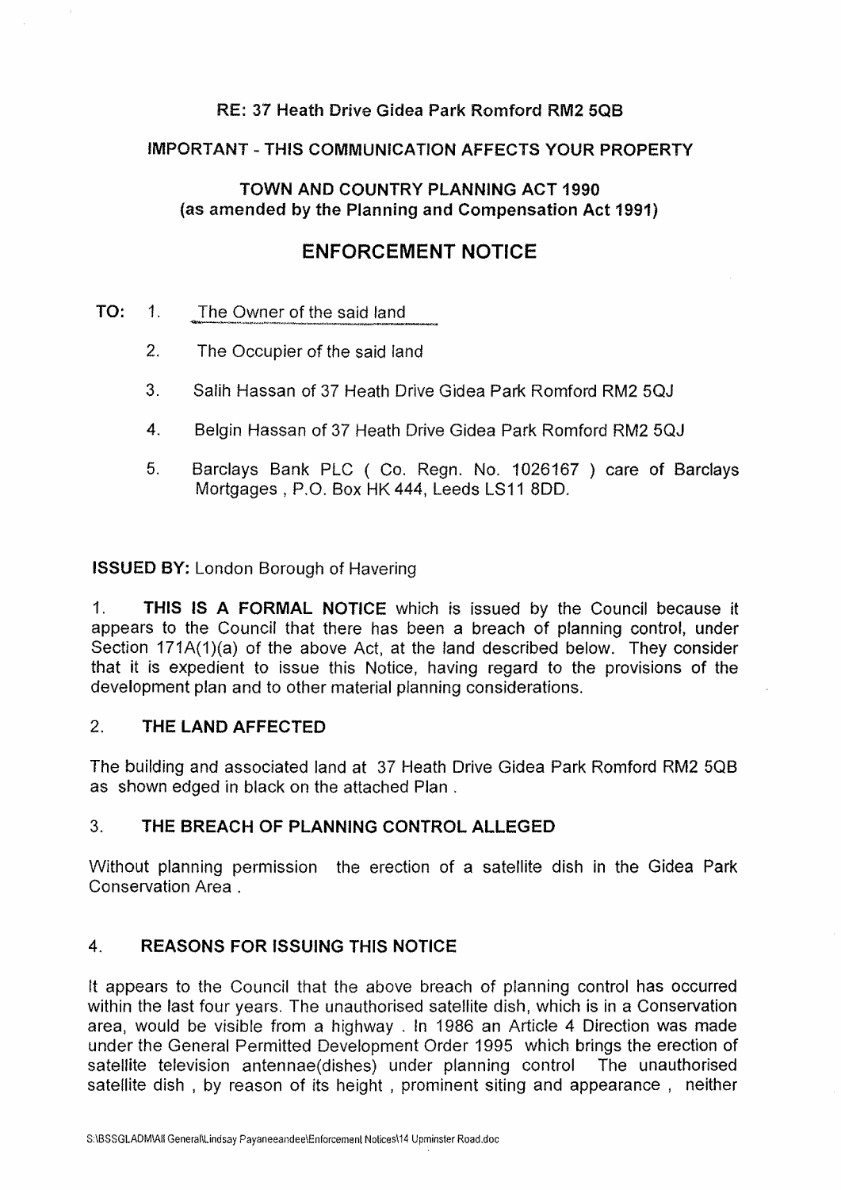**RE: 37 Heath Drive Gidea Park Romford RM2 5QB**

**IMPORTANT - THIS COMMUNICATION AFFECTS YOUR PROPERTY**

**TOWN AND COUNTRY PLANNING ACT 1990**
**(as amended by the Planning and Compensation Act 1991)**

# ENFORCEMENT NOTICE

**TO:**
1. The Owner of the said land
2. The Occupier of the said land
3. Salih Hassan of 37 Heath Drive Gidea Park Romford RM2 5QJ
4. Belgin Hassan of 37 Heath Drive Gidea Park Romford RM2 5QJ
5. Barclays Bank PLC ( Co. Regn. No. 1026167 ) care of Barclays Mortgages , P.O. Box HK 444, Leeds LS11 8DD.

**ISSUED BY:** London Borough of Havering

1. **THIS IS A FORMAL NOTICE** which is issued by the Council because it appears to the Council that there has been a breach of planning control, under Section 171A(1)(a) of the above Act, at the land described below. They consider that it is expedient to issue this Notice, having regard to the provisions of the development plan and to other material planning considerations.

## 2. THE LAND AFFECTED

The building and associated land at 37 Heath Drive Gidea Park Romford RM2 5QB as shown edged in black on the attached Plan .

## 3. THE BREACH OF PLANNING CONTROL ALLEGED

Without planning permission the erection of a satellite dish in the Gidea Park Conservation Area .

## 4. REASONS FOR ISSUING THIS NOTICE

It appears to the Council that the above breach of planning control has occurred within the last four years. The unauthorised satellite dish, which is in a Conservation area, would be visible from a highway . In 1986 an Article 4 Direction was made under the General Permitted Development Order 1995 which brings the erection of satellite television antennae(dishes) under planning control The unauthorised satellite dish , by reason of its height , prominent siting and appearance , neither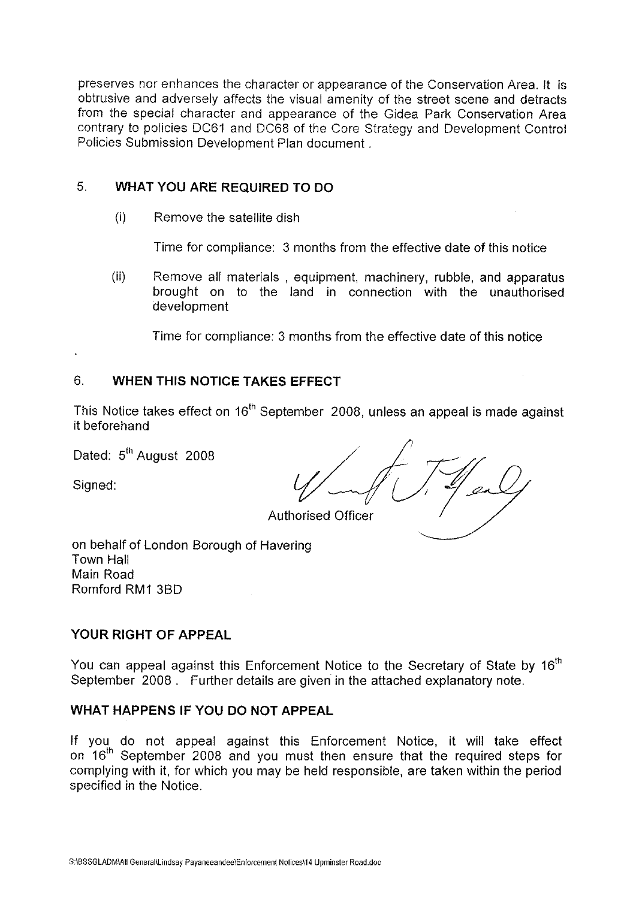preserves nor enhances the character or appearance of the Conservation Area. It is obtrusive and adversely affects the visual amenity of the street scene and detracts from the special character and appearance of the Gidea Park Conservation Area contrary to policies DC61 and DC68 of the Core Strategy and Development Control Policies Submission Development Plan document .

## 5. WHAT YOU ARE REQUIRED TO DO

(i) Remove the satellite dish

Time for compliance: 3 months from the effective date of this notice

(ii) Remove all materials , equipment, machinery, rubble, and apparatus brought on to the land in connection with the unauthorised development

Time for compliance: 3 months from the effective date of this notice

## 6. WHEN THIS NOTICE TAKES EFFECT

This Notice takes effect on 16th September 2008, unless an appeal is made against it beforehand

Dated: 5th August 2008

Signed:

Authorised Officer

on behalf of London Borough of Havering
Town Hall
Main Road
Romford RM1 3BD

### YOUR RIGHT OF APPEAL

You can appeal against this Enforcement Notice to the Secretary of State by 16th September 2008 . Further details are given in the attached explanatory note.

### WHAT HAPPENS IF YOU DO NOT APPEAL

If you do not appeal against this Enforcement Notice, it will take effect on 16th September 2008 and you must then ensure that the required steps for complying with it, for which you may be held responsible, are taken within the period specified in the Notice.

S:\BSSGLADM\All General\Lindsay Payaneeandee\Enforcement Notices\14 Upminster Road.doc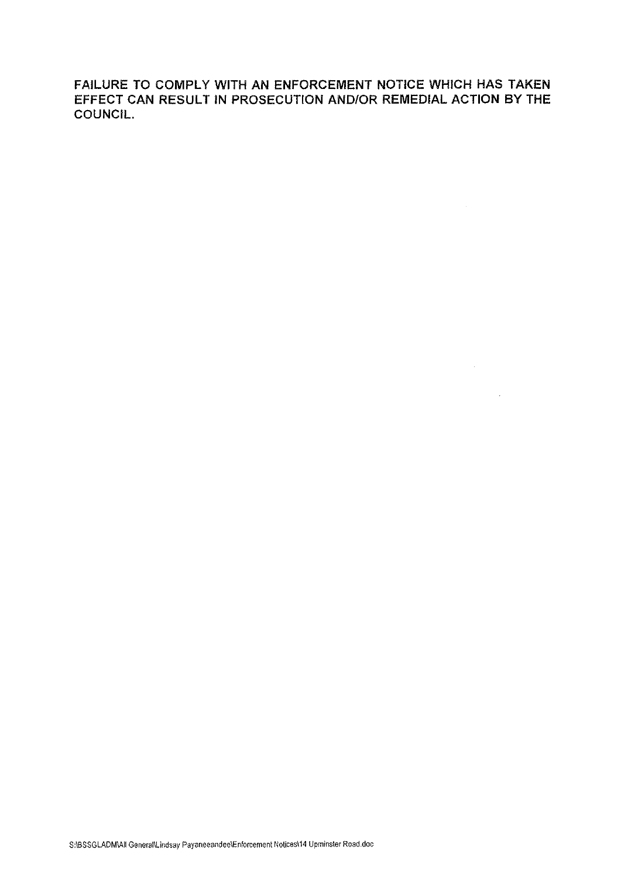**FAILURE TO COMPLY WITH AN ENFORCEMENT NOTICE WHICH HAS TAKEN EFFECT CAN RESULT IN PROSECUTION AND/OR REMEDIAL ACTION BY THE COUNCIL.**

S:\BSSGLADM\All General\Lindsay Payaneeandee\Enforcement Notices\14 Upminster Road.doc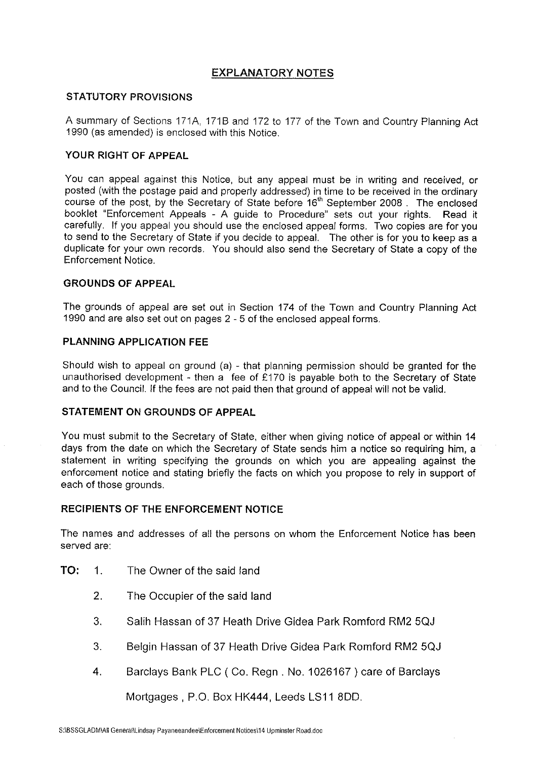# EXPLANATORY NOTES

## STATUTORY PROVISIONS

A summary of Sections 171A, 171B and 172 to 177 of the Town and Country Planning Act 1990 (as amended) is enclosed with this Notice.

## YOUR RIGHT OF APPEAL

You can appeal against this Notice, but any appeal must be in writing and received, or posted (with the postage paid and properly addressed) in time to be received in the ordinary course of the post, by the Secretary of State before 16th September 2008 . The enclosed booklet "Enforcement Appeals - A guide to Procedure" sets out your rights. Read it carefully. If you appeal you should use the enclosed appeal forms. Two copies are for you to send to the Secretary of State if you decide to appeal. The other is for you to keep as a duplicate for your own records. You should also send the Secretary of State a copy of the Enforcement Notice.

## GROUNDS OF APPEAL

The grounds of appeal are set out in Section 174 of the Town and Country Planning Act 1990 and are also set out on pages 2 - 5 of the enclosed appeal forms.

## PLANNING APPLICATION FEE

Should wish to appeal on ground (a) - that planning permission should be granted for the unauthorised development - then a fee of £170 is payable both to the Secretary of State and to the Council. If the fees are not paid then that ground of appeal will not be valid.

## STATEMENT ON GROUNDS OF APPEAL

You must submit to the Secretary of State, either when giving notice of appeal or within 14 days from the date on which the Secretary of State sends him a notice so requiring him, a statement in writing specifying the grounds on which you are appealing against the enforcement notice and stating briefly the facts on which you propose to rely in support of each of those grounds.

## RECIPIENTS OF THE ENFORCEMENT NOTICE

The names and addresses of all the persons on whom the Enforcement Notice has been served are:

**TO:**

1. The Owner of the said land

2. The Occupier of the said land

3. Salih Hassan of 37 Heath Drive Gidea Park Romford RM2 5QJ

3. Belgin Hassan of 37 Heath Drive Gidea Park Romford RM2 5QJ

4. Barclays Bank PLC ( Co. Regn . No. 1026167 ) care of Barclays Mortgages , P.O. Box HK444, Leeds LS11 8DD.

S:\BSSGLADM\All General\Lindsay Payaneeandee\Enforcement Notices\14 Upminster Road.doc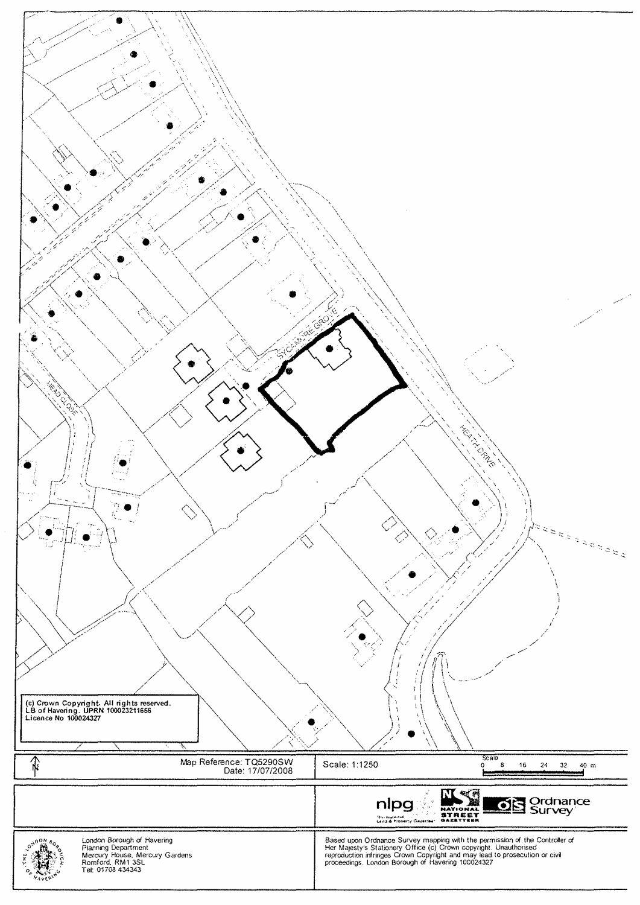SYCAMORE GROVE

MEAD CLOSE

HEATH DRIVE

(c) Crown Copyright. All rights reserved.
LB of Havering. UPRN 100023211656
Licence No 100024327

| | | |
|---|---|---|
| N | Map Reference: TQ5290SW<br>Date: 17/07/2008 | Scale: 1:1250<br>Scale 0 8 16 24 32 40 m |

nlpg The National Land & Property Gazetteer

NATIONAL STREET GAZETTEER

Ordnance Survey

London Borough of Havering
Planning Department
Mercury House, Mercury Gardens
Romford, RM1 3SL
Tel: 01708 434343

Based upon Ordnance Survey mapping with the permission of the Controller of Her Majesty's Stationery Office (c) Crown copyright. Unauthorised reproduction infringes Crown Copyright and may lead to prosecution or civil proceedings. London Borough of Havering 100024327